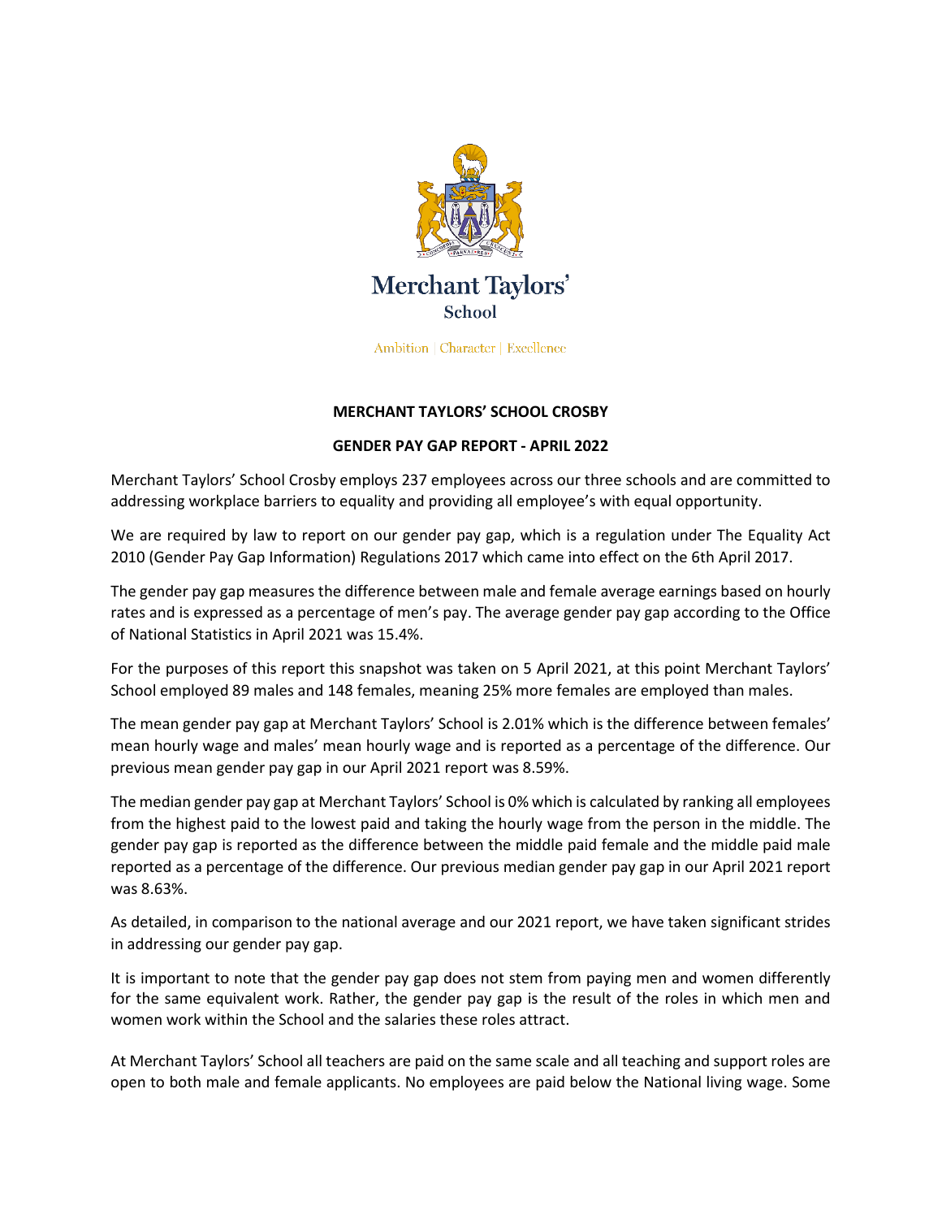Merchant Taylors'
School

Ambition | Character | Excellence

**MERCHANT TAYLORS' SCHOOL CROSBY**

**GENDER PAY GAP REPORT - APRIL 2022**

Merchant Taylors' School Crosby employs 237 employees across our three schools and are committed to addressing workplace barriers to equality and providing all employee's with equal opportunity.

We are required by law to report on our gender pay gap, which is a regulation under The Equality Act 2010 (Gender Pay Gap Information) Regulations 2017 which came into effect on the 6th April 2017.

The gender pay gap measures the difference between male and female average earnings based on hourly rates and is expressed as a percentage of men's pay. The average gender pay gap according to the Office of National Statistics in April 2021 was 15.4%.

For the purposes of this report this snapshot was taken on 5 April 2021, at this point Merchant Taylors' School employed 89 males and 148 females, meaning 25% more females are employed than males.

The mean gender pay gap at Merchant Taylors' School is 2.01% which is the difference between females' mean hourly wage and males' mean hourly wage and is reported as a percentage of the difference. Our previous mean gender pay gap in our April 2021 report was 8.59%.

The median gender pay gap at Merchant Taylors' School is 0% which is calculated by ranking all employees from the highest paid to the lowest paid and taking the hourly wage from the person in the middle. The gender pay gap is reported as the difference between the middle paid female and the middle paid male reported as a percentage of the difference. Our previous median gender pay gap in our April 2021 report was 8.63%.

As detailed, in comparison to the national average and our 2021 report, we have taken significant strides in addressing our gender pay gap.

It is important to note that the gender pay gap does not stem from paying men and women differently for the same equivalent work. Rather, the gender pay gap is the result of the roles in which men and women work within the School and the salaries these roles attract.

At Merchant Taylors' School all teachers are paid on the same scale and all teaching and support roles are open to both male and female applicants. No employees are paid below the National living wage. Some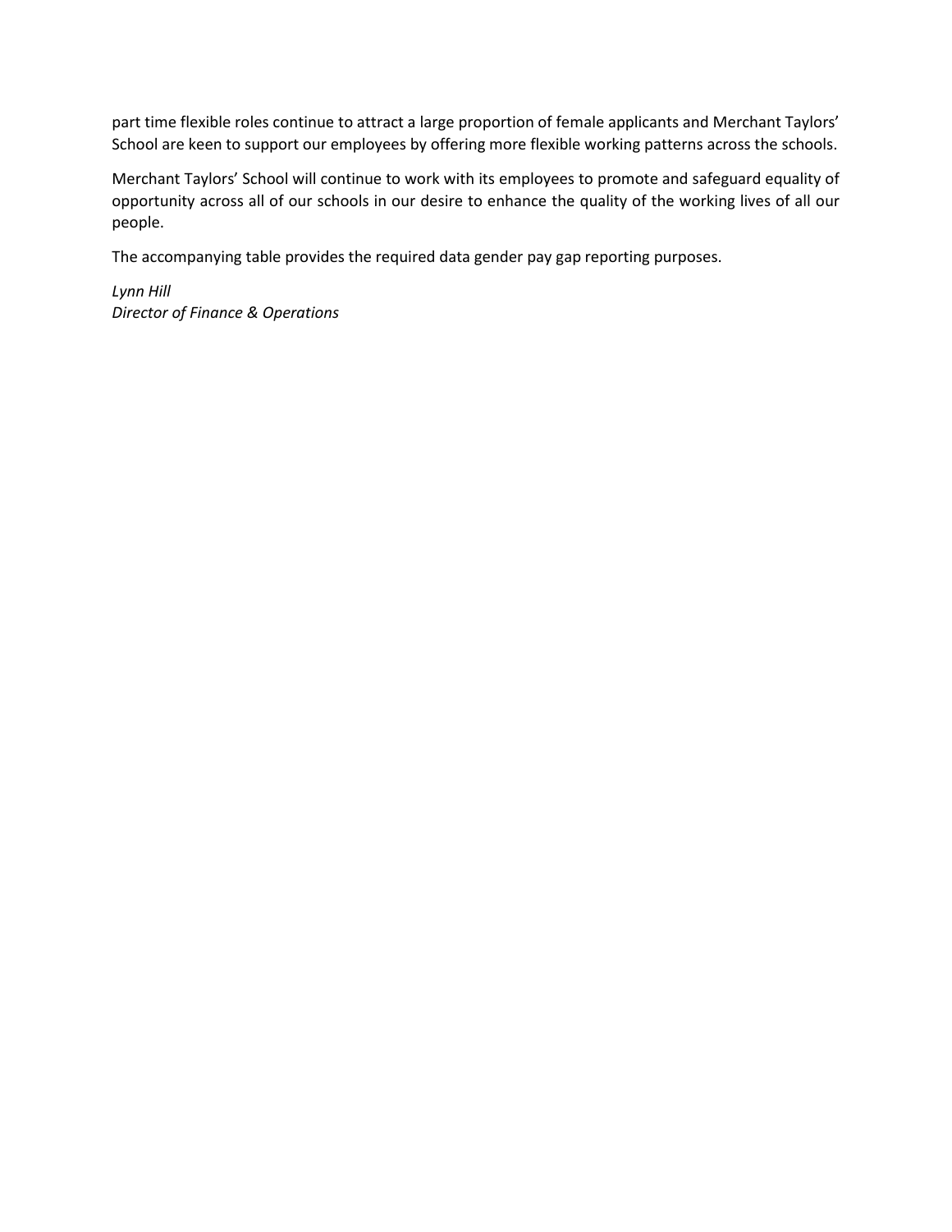part time flexible roles continue to attract a large proportion of female applicants and Merchant Taylors' School are keen to support our employees by offering more flexible working patterns across the schools.

Merchant Taylors' School will continue to work with its employees to promote and safeguard equality of opportunity across all of our schools in our desire to enhance the quality of the working lives of all our people.

The accompanying table provides the required data gender pay gap reporting purposes.

*Lynn Hill*
*Director of Finance & Operations*